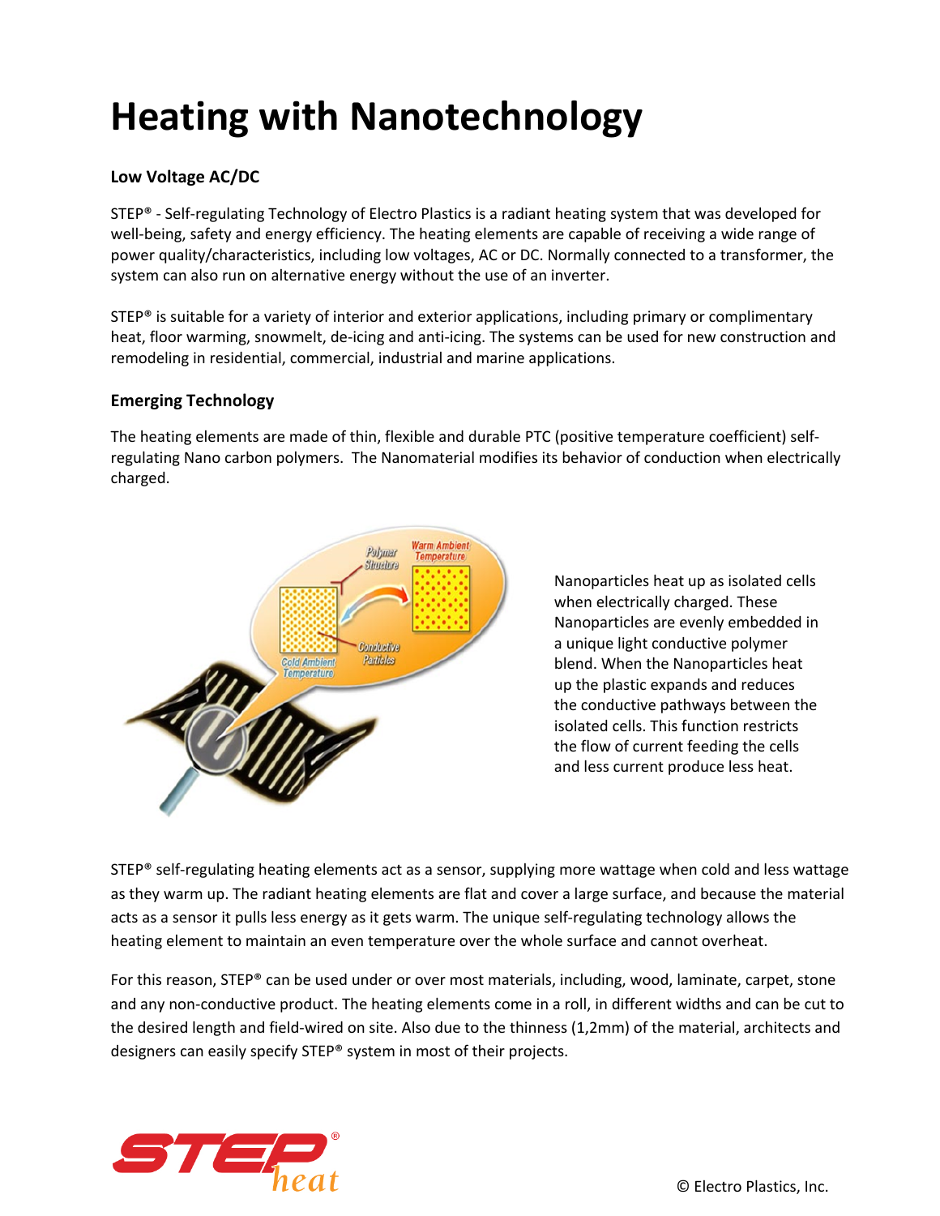# Heating with Nanotechnology

### Low Voltage AC/DC

STEP® - Self-regulating Technology of Electro Plastics is a radiant heating system that was developed for well-being, safety and energy efficiency. The heating elements are capable of receiving a wide range of power quality/characteristics, including low voltages, AC or DC. Normally connected to a transformer, the system can also run on alternative energy without the use of an inverter.

STEP® is suitable for a variety of interior and exterior applications, including primary or complimentary heat, floor warming, snowmelt, de-icing and anti-icing. The systems can be used for new construction and remodeling in residential, commercial, industrial and marine applications.

### Emerging Technology

The heating elements are made of thin, flexible and durable PTC (positive temperature coefficient) self-regulating Nano carbon polymers. The Nanomaterial modifies its behavior of conduction when electrically charged.

Nanoparticles heat up as isolated cells when electrically charged. These Nanoparticles are evenly embedded in a unique light conductive polymer blend. When the Nanoparticles heat up the plastic expands and reduces the conductive pathways between the isolated cells. This function restricts the flow of current feeding the cells and less current produce less heat.

STEP® self-regulating heating elements act as a sensor, supplying more wattage when cold and less wattage as they warm up. The radiant heating elements are flat and cover a large surface, and because the material acts as a sensor it pulls less energy as it gets warm. The unique self-regulating technology allows the heating element to maintain an even temperature over the whole surface and cannot overheat.

For this reason, STEP® can be used under or over most materials, including, wood, laminate, carpet, stone and any non-conductive product. The heating elements come in a roll, in different widths and can be cut to the desired length and field-wired on site. Also due to the thinness (1,2mm) of the material, architects and designers can easily specify STEP® system in most of their projects.

© Electro Plastics, Inc.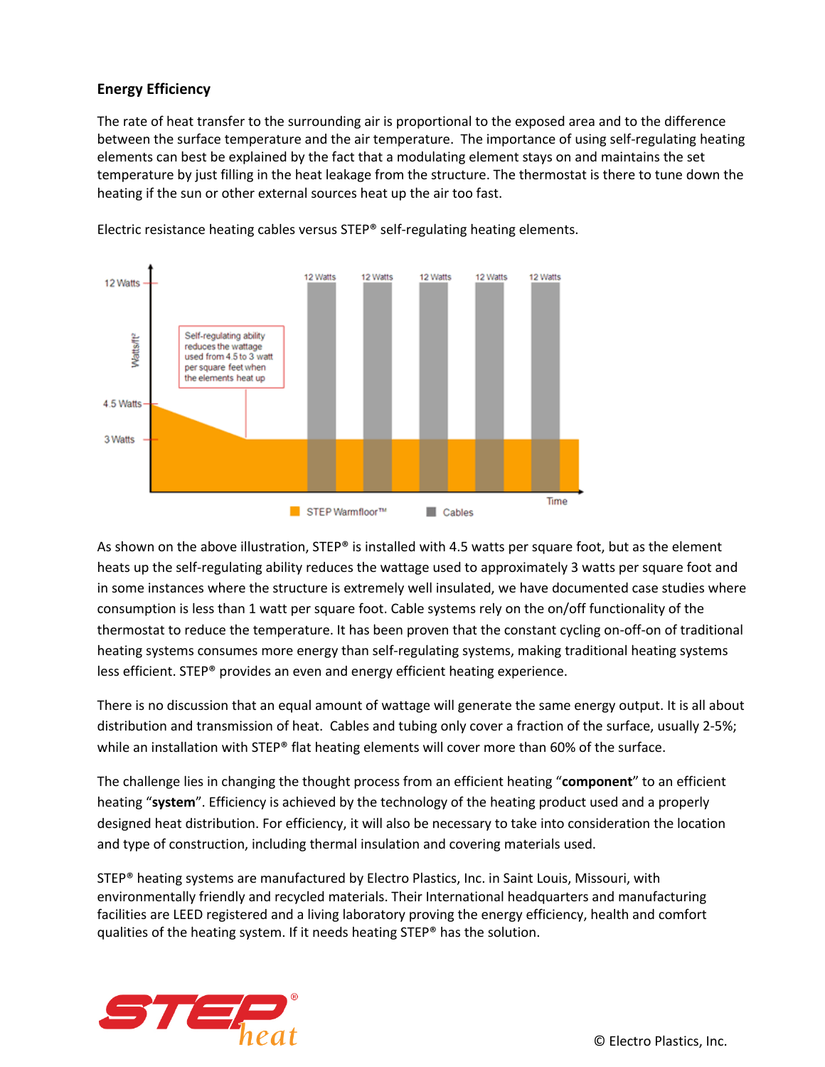## Energy Efficiency

The rate of heat transfer to the surrounding air is proportional to the exposed area and to the difference between the surface temperature and the air temperature. The importance of using self-regulating heating elements can best be explained by the fact that a modulating element stays on and maintains the set temperature by just filling in the heat leakage from the structure. The thermostat is there to tune down the heating if the sun or other external sources heat up the air too fast.

Electric resistance heating cables versus STEP® self-regulating heating elements.

12 Watts

Watts/ft²

4.5 Watts

3 Watts

12 Watts

12 Watts

12 Watts

12 Watts

12 Watts

Self-regulating ability reduces the wattage used from 4.5 to 3 watt per square feet when the elements heat up

Time

STEP Warmfloor™

Cables

As shown on the above illustration, STEP® is installed with 4.5 watts per square foot, but as the element heats up the self-regulating ability reduces the wattage used to approximately 3 watts per square foot and in some instances where the structure is extremely well insulated, we have documented case studies where consumption is less than 1 watt per square foot. Cable systems rely on the on/off functionality of the thermostat to reduce the temperature. It has been proven that the constant cycling on-off-on of traditional heating systems consumes more energy than self-regulating systems, making traditional heating systems less efficient. STEP® provides an even and energy efficient heating experience.

There is no discussion that an equal amount of wattage will generate the same energy output. It is all about distribution and transmission of heat. Cables and tubing only cover a fraction of the surface, usually 2-5%; while an installation with STEP® flat heating elements will cover more than 60% of the surface.

The challenge lies in changing the thought process from an efficient heating "**component**" to an efficient heating "**system**". Efficiency is achieved by the technology of the heating product used and a properly designed heat distribution. For efficiency, it will also be necessary to take into consideration the location and type of construction, including thermal insulation and covering materials used.

STEP® heating systems are manufactured by Electro Plastics, Inc. in Saint Louis, Missouri, with environmentally friendly and recycled materials. Their International headquarters and manufacturing facilities are LEED registered and a living laboratory proving the energy efficiency, health and comfort qualities of the heating system. If it needs heating STEP® has the solution.

STEP® heat

© Electro Plastics, Inc.